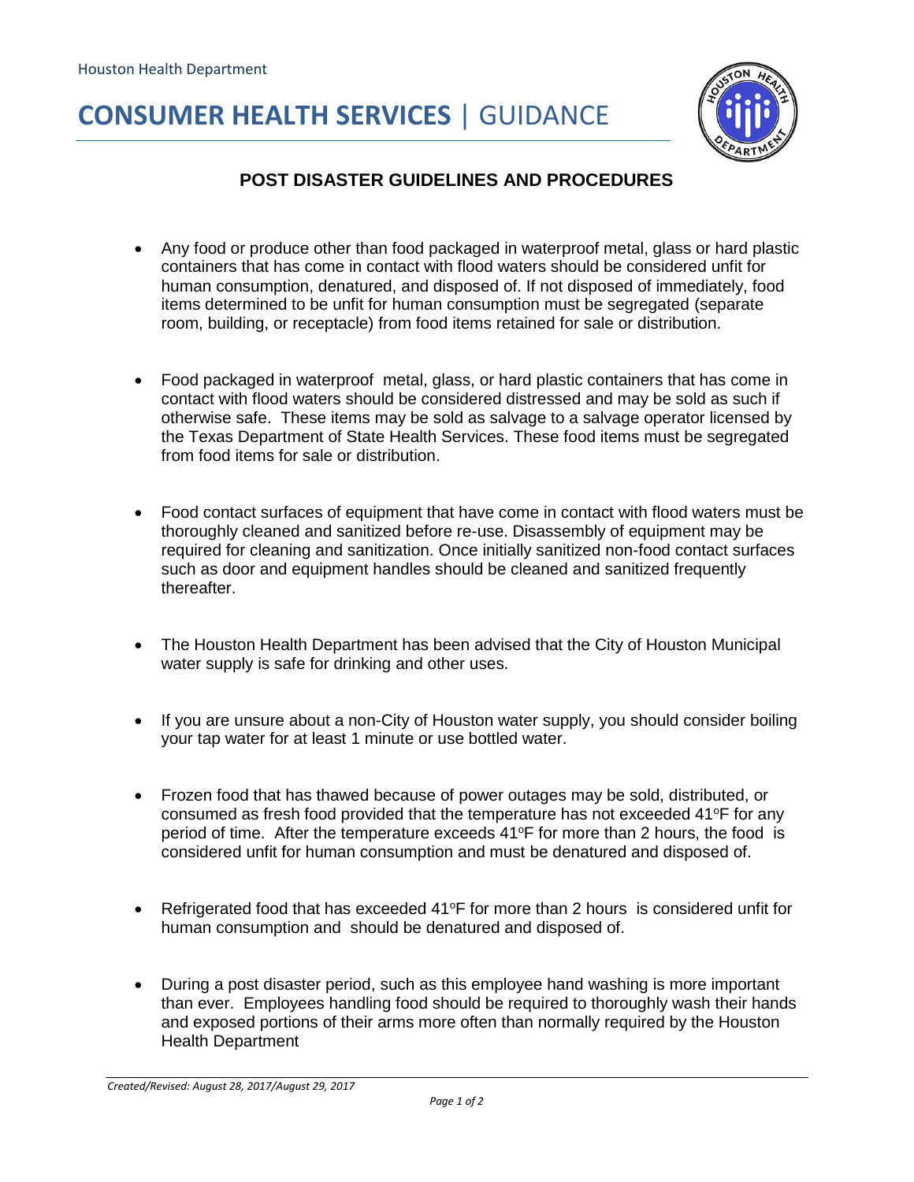Houston Health Department

# CONSUMER HEALTH SERVICES | GUIDANCE

## POST DISASTER GUIDELINES AND PROCEDURES

- Any food or produce other than food packaged in waterproof metal, glass or hard plastic containers that has come in contact with flood waters should be considered unfit for human consumption, denatured, and disposed of. If not disposed of immediately, food items determined to be unfit for human consumption must be segregated (separate room, building, or receptacle) from food items retained for sale or distribution.

- Food packaged in waterproof metal, glass, or hard plastic containers that has come in contact with flood waters should be considered distressed and may be sold as such if otherwise safe. These items may be sold as salvage to a salvage operator licensed by the Texas Department of State Health Services. These food items must be segregated from food items for sale or distribution.

- Food contact surfaces of equipment that have come in contact with flood waters must be thoroughly cleaned and sanitized before re-use. Disassembly of equipment may be required for cleaning and sanitization. Once initially sanitized non-food contact surfaces such as door and equipment handles should be cleaned and sanitized frequently thereafter.

- The Houston Health Department has been advised that the City of Houston Municipal water supply is safe for drinking and other uses.

- If you are unsure about a non-City of Houston water supply, you should consider boiling your tap water for at least 1 minute or use bottled water.

- Frozen food that has thawed because of power outages may be sold, distributed, or consumed as fresh food provided that the temperature has not exceeded 41°F for any period of time. After the temperature exceeds 41°F for more than 2 hours, the food is considered unfit for human consumption and must be denatured and disposed of.

- Refrigerated food that has exceeded 41°F for more than 2 hours is considered unfit for human consumption and should be denatured and disposed of.

- During a post disaster period, such as this employee hand washing is more important than ever. Employees handling food should be required to thoroughly wash their hands and exposed portions of their arms more often than normally required by the Houston Health Department

*Created/Revised: August 28, 2017/August 29, 2017*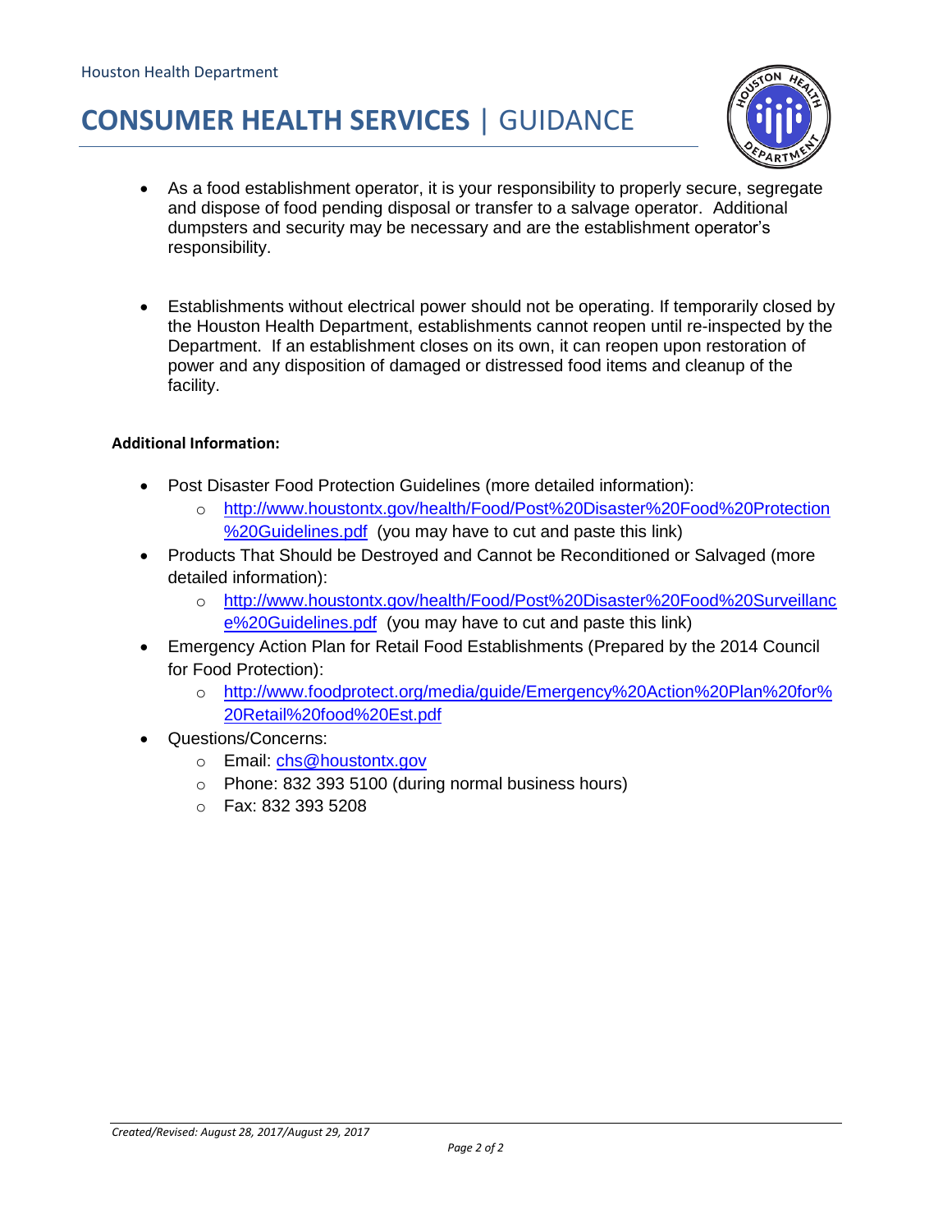- As a food establishment operator, it is your responsibility to properly secure, segregate and dispose of food pending disposal or transfer to a salvage operator. Additional dumpsters and security may be necessary and are the establishment operator's responsibility.

- Establishments without electrical power should not be operating. If temporarily closed by the Houston Health Department, establishments cannot reopen until re-inspected by the Department. If an establishment closes on its own, it can reopen upon restoration of power and any disposition of damaged or distressed food items and cleanup of the facility.

**Additional Information:**

- Post Disaster Food Protection Guidelines (more detailed information):
  - http://www.houstontx.gov/health/Food/Post%20Disaster%20Food%20Protection%20Guidelines.pdf (you may have to cut and paste this link)
- Products That Should be Destroyed and Cannot be Reconditioned or Salvaged (more detailed information):
  - http://www.houstontx.gov/health/Food/Post%20Disaster%20Food%20Surveillance%20Guidelines.pdf (you may have to cut and paste this link)
- Emergency Action Plan for Retail Food Establishments (Prepared by the 2014 Council for Food Protection):
  - http://www.foodprotect.org/media/guide/Emergency%20Action%20Plan%20for%20Retail%20food%20Est.pdf
- Questions/Concerns:
  - Email: chs@houstontx.gov
  - Phone: 832 393 5100 (during normal business hours)
  - Fax: 832 393 5208

*Created/Revised: August 28, 2017/August 29, 2017*